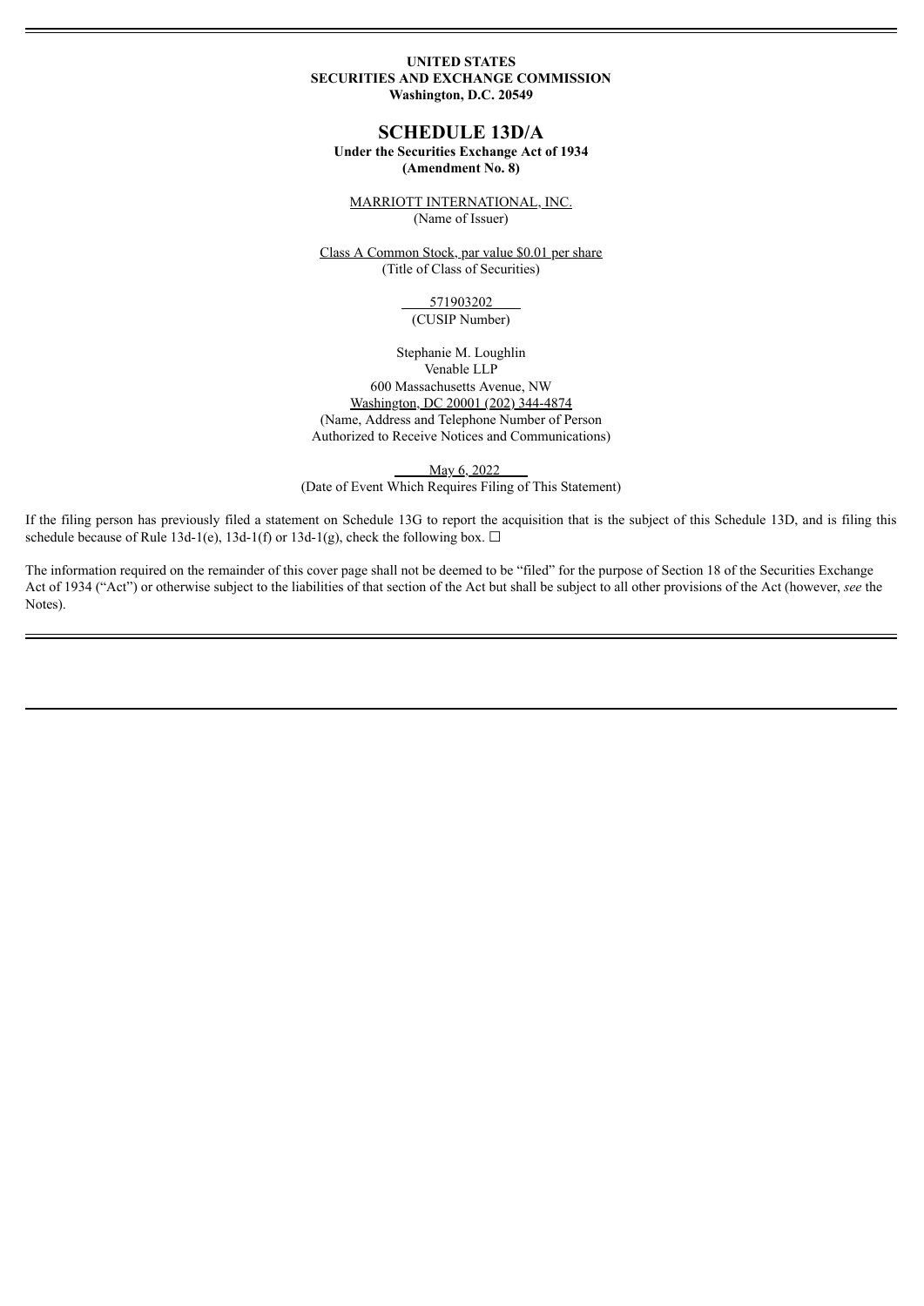**UNITED STATES**
**SECURITIES AND EXCHANGE COMMISSION**
**Washington, D.C. 20549**

# SCHEDULE 13D/A

**Under the Securities Exchange Act of 1934**
**(Amendment No. 8)**

MARRIOTT INTERNATIONAL, INC.
(Name of Issuer)

Class A Common Stock, par value $0.01 per share
(Title of Class of Securities)

571903202
(CUSIP Number)

Stephanie M. Loughlin
Venable LLP
600 Massachusetts Avenue, NW
Washington, DC 20001 (202) 344-4874
(Name, Address and Telephone Number of Person
Authorized to Receive Notices and Communications)

May 6, 2022
(Date of Event Which Requires Filing of This Statement)

If the filing person has previously filed a statement on Schedule 13G to report the acquisition that is the subject of this Schedule 13D, and is filing this schedule because of Rule 13d-1(e), 13d-1(f) or 13d-1(g), check the following box. ☐

The information required on the remainder of this cover page shall not be deemed to be "filed" for the purpose of Section 18 of the Securities Exchange Act of 1934 ("Act") or otherwise subject to the liabilities of that section of the Act but shall be subject to all other provisions of the Act (however, *see* the Notes).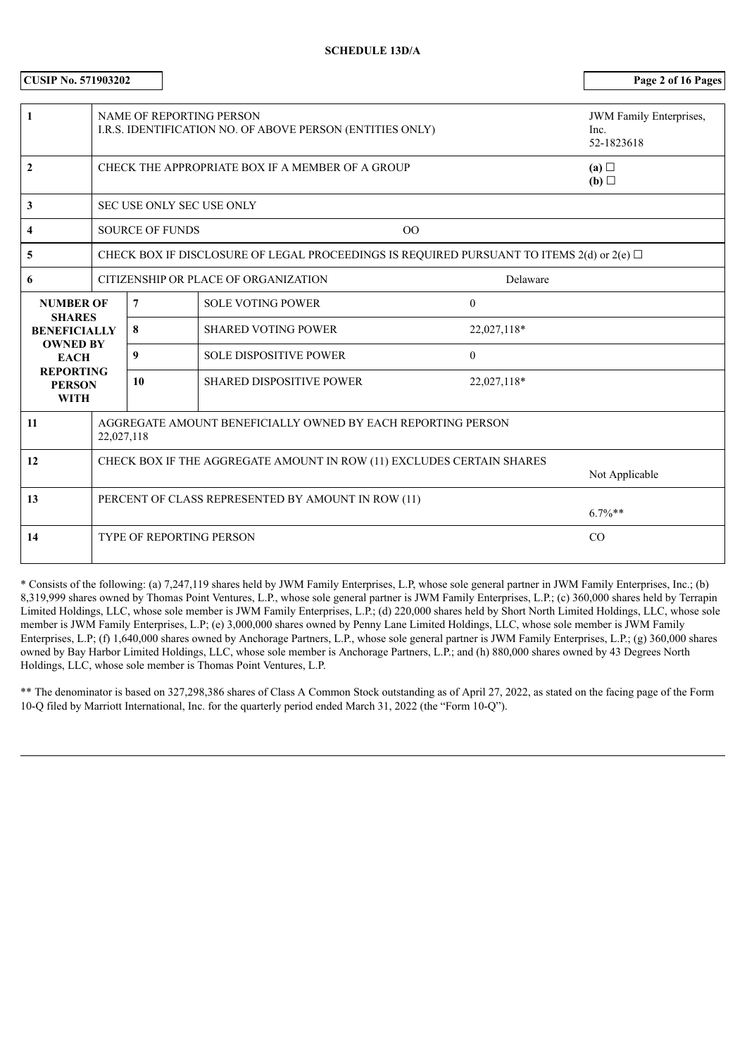**SCHEDULE 13D/A**

**CUSIP No. 571903202**

| | | | | |
|---|---|---|---|---|
| 1 | NAME OF REPORTING PERSON<br>I.R.S. IDENTIFICATION NO. OF ABOVE PERSON (ENTITIES ONLY) | | | JWM Family Enterprises, Inc.<br>52-1823618 |
| 2 | CHECK THE APPROPRIATE BOX IF A MEMBER OF A GROUP | | | **(a)** ☐<br>**(b)** ☐ |
| 3 | SEC USE ONLY SEC USE ONLY | | | |
| 4 | SOURCE OF FUNDS | | OO | |
| 5 | CHECK BOX IF DISCLOSURE OF LEGAL PROCEEDINGS IS REQUIRED PURSUANT TO ITEMS 2(d) or 2(e) ☐ | | | |
| 6 | CITIZENSHIP OR PLACE OF ORGANIZATION | | Delaware | |
| **NUMBER OF SHARES BENEFICIALLY OWNED BY EACH REPORTING PERSON WITH** | 7 | SOLE VOTING POWER | 0 | |
| | 8 | SHARED VOTING POWER | 22,027,118* | |
| | 9 | SOLE DISPOSITIVE POWER | 0 | |
| | 10 | SHARED DISPOSITIVE POWER | 22,027,118* | |
| 11 | AGGREGATE AMOUNT BENEFICIALLY OWNED BY EACH REPORTING PERSON<br>22,027,118 | | | |
| 12 | CHECK BOX IF THE AGGREGATE AMOUNT IN ROW (11) EXCLUDES CERTAIN SHARES | | | Not Applicable |
| 13 | PERCENT OF CLASS REPRESENTED BY AMOUNT IN ROW (11) | | | 6.7%** |
| 14 | TYPE OF REPORTING PERSON | | | CO |

* Consists of the following: (a) 7,247,119 shares held by JWM Family Enterprises, L.P, whose sole general partner in JWM Family Enterprises, Inc.; (b) 8,319,999 shares owned by Thomas Point Ventures, L.P., whose sole general partner is JWM Family Enterprises, L.P.; (c) 360,000 shares held by Terrapin Limited Holdings, LLC, whose sole member is JWM Family Enterprises, L.P.; (d) 220,000 shares held by Short North Limited Holdings, LLC, whose sole member is JWM Family Enterprises, L.P; (e) 3,000,000 shares owned by Penny Lane Limited Holdings, LLC, whose sole member is JWM Family Enterprises, L.P; (f) 1,640,000 shares owned by Anchorage Partners, L.P., whose sole general partner is JWM Family Enterprises, L.P.; (g) 360,000 shares owned by Bay Harbor Limited Holdings, LLC, whose sole member is Anchorage Partners, L.P.; and (h) 880,000 shares owned by 43 Degrees North Holdings, LLC, whose sole member is Thomas Point Ventures, L.P.

** The denominator is based on 327,298,386 shares of Class A Common Stock outstanding as of April 27, 2022, as stated on the facing page of the Form 10-Q filed by Marriott International, Inc. for the quarterly period ended March 31, 2022 (the "Form 10-Q").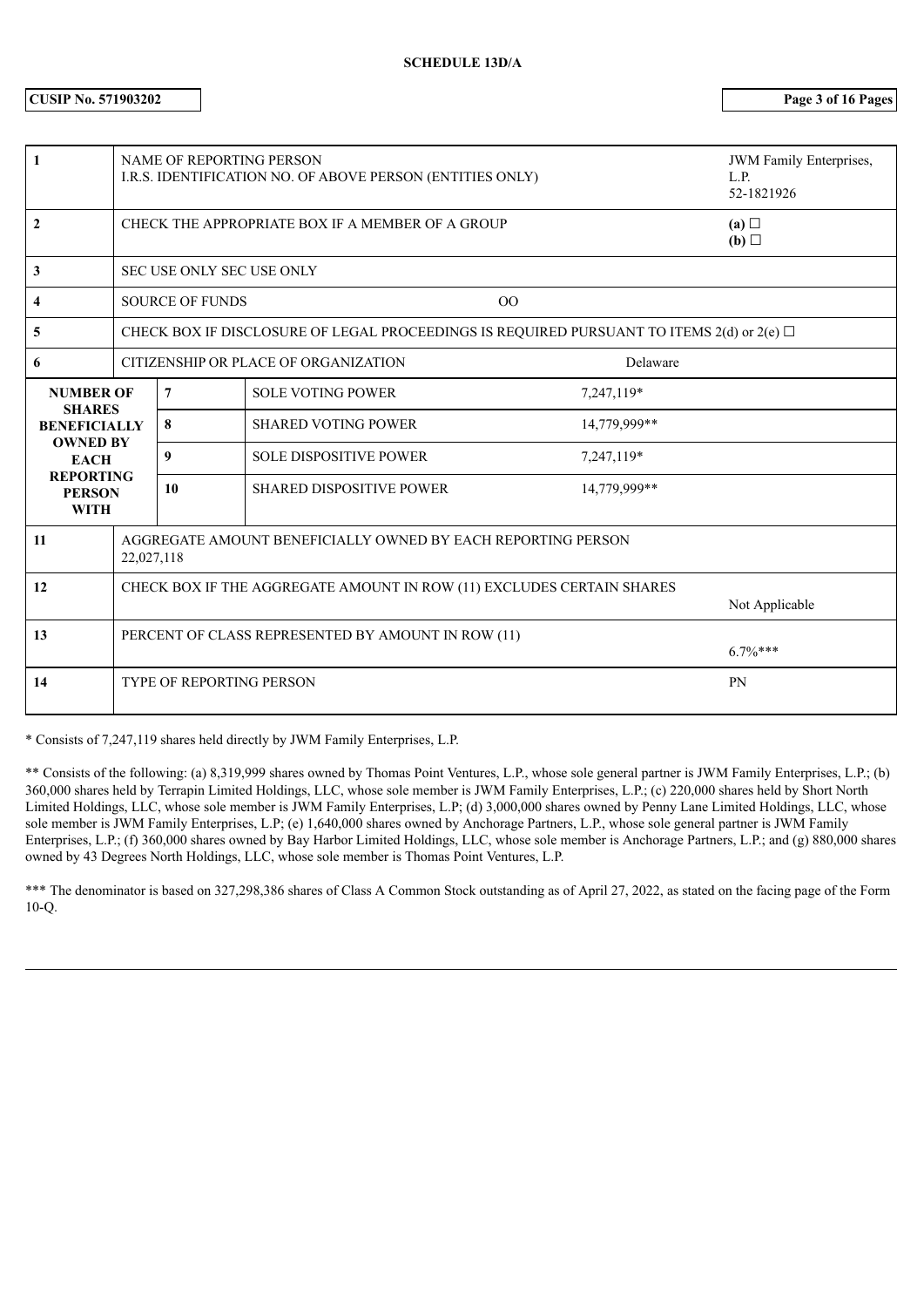**SCHEDULE 13D/A**

**CUSIP No. 571903202**

| | | | |
|---|---|---|---|
| 1 | NAME OF REPORTING PERSON<br>I.R.S. IDENTIFICATION NO. OF ABOVE PERSON (ENTITIES ONLY) | | JWM Family Enterprises, L.P.<br>52-1821926 |
| 2 | CHECK THE APPROPRIATE BOX IF A MEMBER OF A GROUP | | **(a)** ☐<br>**(b)** ☐ |
| 3 | SEC USE ONLY SEC USE ONLY | | |
| 4 | SOURCE OF FUNDS | OO | |
| 5 | CHECK BOX IF DISCLOSURE OF LEGAL PROCEEDINGS IS REQUIRED PURSUANT TO ITEMS 2(d) or 2(e) ☐ | | |
| 6 | CITIZENSHIP OR PLACE OF ORGANIZATION | Delaware | |

| NUMBER OF SHARES BENEFICIALLY OWNED BY EACH REPORTING PERSON WITH | | | |
|---|---|---|---|
| | 7 | SOLE VOTING POWER | 7,247,119* |
| | 8 | SHARED VOTING POWER | 14,779,999** |
| | 9 | SOLE DISPOSITIVE POWER | 7,247,119* |
| | 10 | SHARED DISPOSITIVE POWER | 14,779,999** |

| | | |
|---|---|---|
| 11 | AGGREGATE AMOUNT BENEFICIALLY OWNED BY EACH REPORTING PERSON<br>22,027,118 | |
| 12 | CHECK BOX IF THE AGGREGATE AMOUNT IN ROW (11) EXCLUDES CERTAIN SHARES | Not Applicable |
| 13 | PERCENT OF CLASS REPRESENTED BY AMOUNT IN ROW (11) | 6.7%*** |
| 14 | TYPE OF REPORTING PERSON | PN |

* Consists of 7,247,119 shares held directly by JWM Family Enterprises, L.P.

** Consists of the following: (a) 8,319,999 shares owned by Thomas Point Ventures, L.P., whose sole general partner is JWM Family Enterprises, L.P.; (b) 360,000 shares held by Terrapin Limited Holdings, LLC, whose sole member is JWM Family Enterprises, L.P.; (c) 220,000 shares held by Short North Limited Holdings, LLC, whose sole member is JWM Family Enterprises, L.P; (d) 3,000,000 shares owned by Penny Lane Limited Holdings, LLC, whose sole member is JWM Family Enterprises, L.P; (e) 1,640,000 shares owned by Anchorage Partners, L.P., whose sole general partner is JWM Family Enterprises, L.P.; (f) 360,000 shares owned by Bay Harbor Limited Holdings, LLC, whose sole member is Anchorage Partners, L.P.; and (g) 880,000 shares owned by 43 Degrees North Holdings, LLC, whose sole member is Thomas Point Ventures, L.P.

*** The denominator is based on 327,298,386 shares of Class A Common Stock outstanding as of April 27, 2022, as stated on the facing page of the Form 10-Q.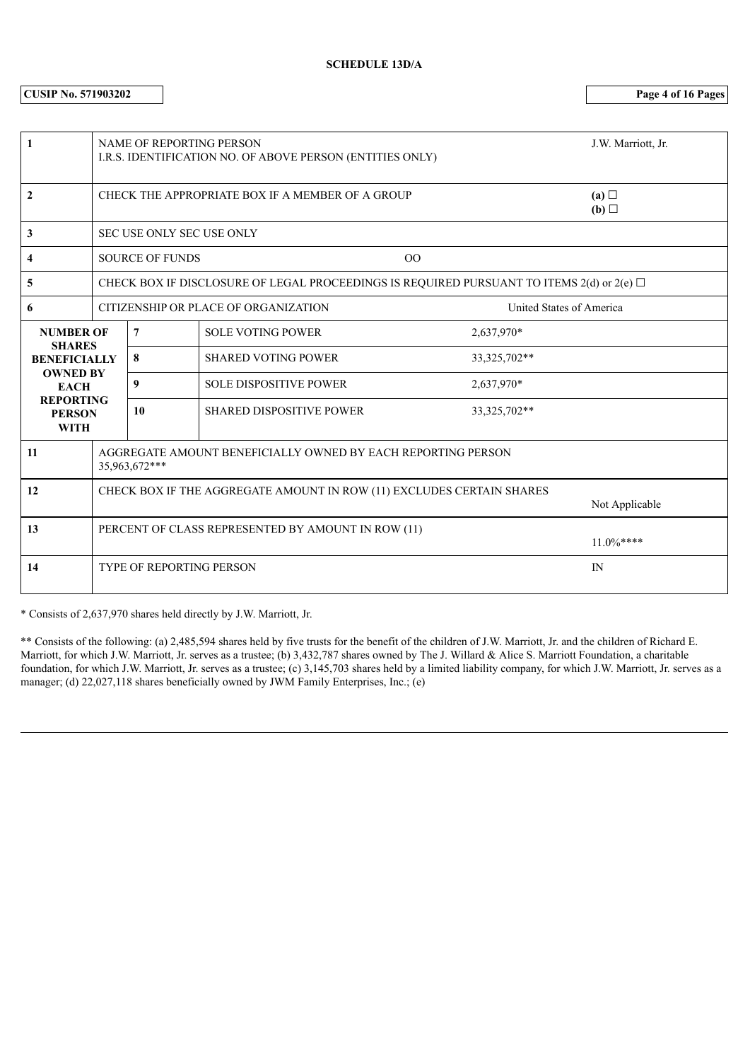**SCHEDULE 13D/A**

**CUSIP No. 571903202**

| | | | | |
|---|---|---|---|---|
| 1 | NAME OF REPORTING PERSON<br>I.R.S. IDENTIFICATION NO. OF ABOVE PERSON (ENTITIES ONLY) | | | J.W. Marriott, Jr. |
| 2 | CHECK THE APPROPRIATE BOX IF A MEMBER OF A GROUP | | | **(a)** ☐<br>**(b)** ☐ |
| 3 | SEC USE ONLY SEC USE ONLY | | | |
| 4 | SOURCE OF FUNDS | | OO | |
| 5 | CHECK BOX IF DISCLOSURE OF LEGAL PROCEEDINGS IS REQUIRED PURSUANT TO ITEMS 2(d) or 2(e) ☐ | | | |
| 6 | CITIZENSHIP OR PLACE OF ORGANIZATION | | | United States of America |
| **NUMBER OF SHARES BENEFICIALLY OWNED BY EACH REPORTING PERSON WITH** | 7 | SOLE VOTING POWER | 2,637,970* | |
| | 8 | SHARED VOTING POWER | 33,325,702** | |
| | 9 | SOLE DISPOSITIVE POWER | 2,637,970* | |
| | 10 | SHARED DISPOSITIVE POWER | 33,325,702** | |
| 11 | AGGREGATE AMOUNT BENEFICIALLY OWNED BY EACH REPORTING PERSON<br>35,963,672*** | | | |
| 12 | CHECK BOX IF THE AGGREGATE AMOUNT IN ROW (11) EXCLUDES CERTAIN SHARES | | | Not Applicable |
| 13 | PERCENT OF CLASS REPRESENTED BY AMOUNT IN ROW (11) | | | 11.0%**** |
| 14 | TYPE OF REPORTING PERSON | | | IN |

* Consists of 2,637,970 shares held directly by J.W. Marriott, Jr.

** Consists of the following: (a) 2,485,594 shares held by five trusts for the benefit of the children of J.W. Marriott, Jr. and the children of Richard E. Marriott, for which J.W. Marriott, Jr. serves as a trustee; (b) 3,432,787 shares owned by The J. Willard & Alice S. Marriott Foundation, a charitable foundation, for which J.W. Marriott, Jr. serves as a trustee; (c) 3,145,703 shares held by a limited liability company, for which J.W. Marriott, Jr. serves as a manager; (d) 22,027,118 shares beneficially owned by JWM Family Enterprises, Inc.; (e)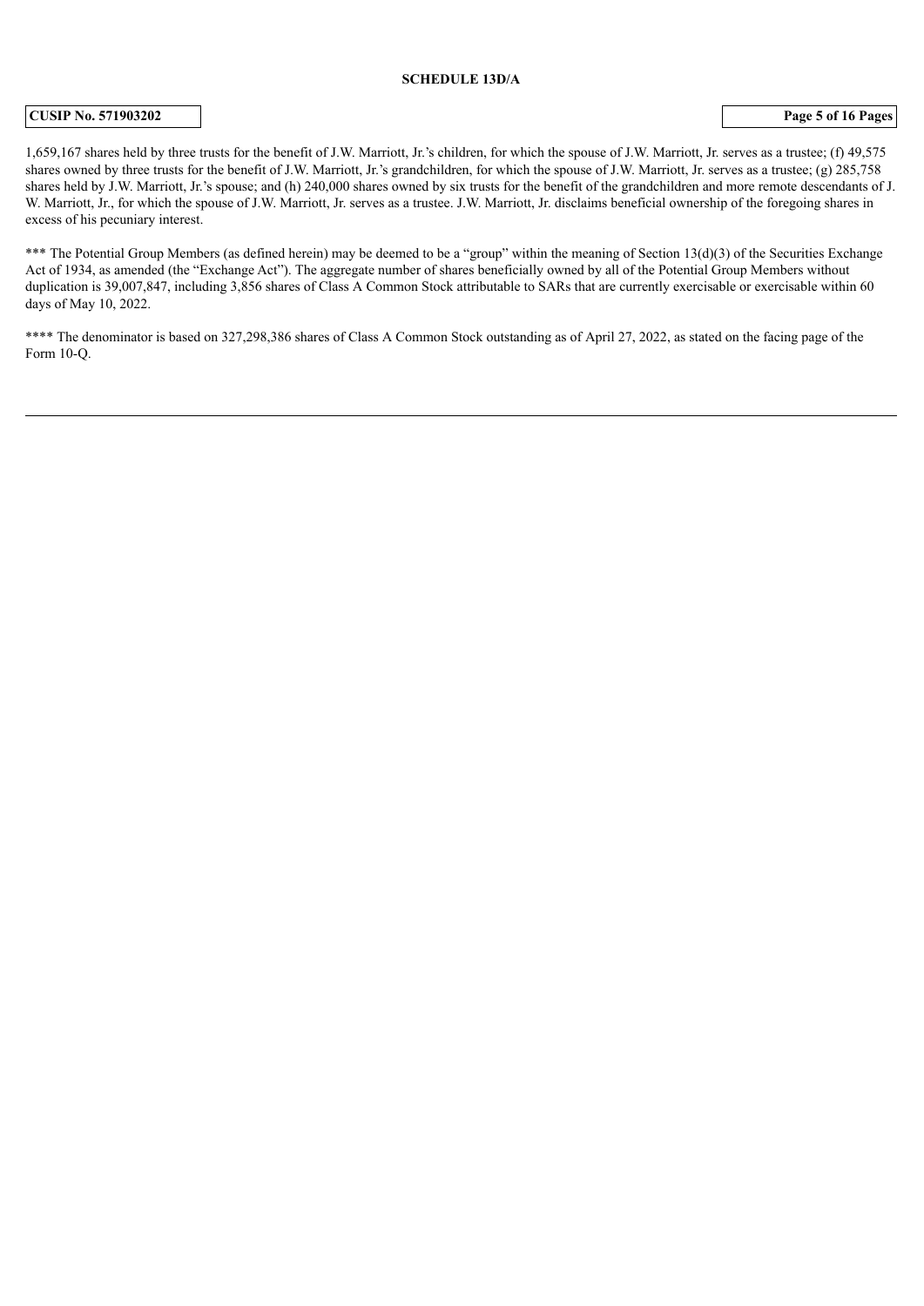1,659,167 shares held by three trusts for the benefit of J.W. Marriott, Jr.'s children, for which the spouse of J.W. Marriott, Jr. serves as a trustee; (f) 49,575 shares owned by three trusts for the benefit of J.W. Marriott, Jr.'s grandchildren, for which the spouse of J.W. Marriott, Jr. serves as a trustee; (g) 285,758 shares held by J.W. Marriott, Jr.'s spouse; and (h) 240,000 shares owned by six trusts for the benefit of the grandchildren and more remote descendants of J. W. Marriott, Jr., for which the spouse of J.W. Marriott, Jr. serves as a trustee. J.W. Marriott, Jr. disclaims beneficial ownership of the foregoing shares in excess of his pecuniary interest.

*** The Potential Group Members (as defined herein) may be deemed to be a "group" within the meaning of Section 13(d)(3) of the Securities Exchange Act of 1934, as amended (the "Exchange Act"). The aggregate number of shares beneficially owned by all of the Potential Group Members without duplication is 39,007,847, including 3,856 shares of Class A Common Stock attributable to SARs that are currently exercisable or exercisable within 60 days of May 10, 2022.

**** The denominator is based on 327,298,386 shares of Class A Common Stock outstanding as of April 27, 2022, as stated on the facing page of the Form 10-Q.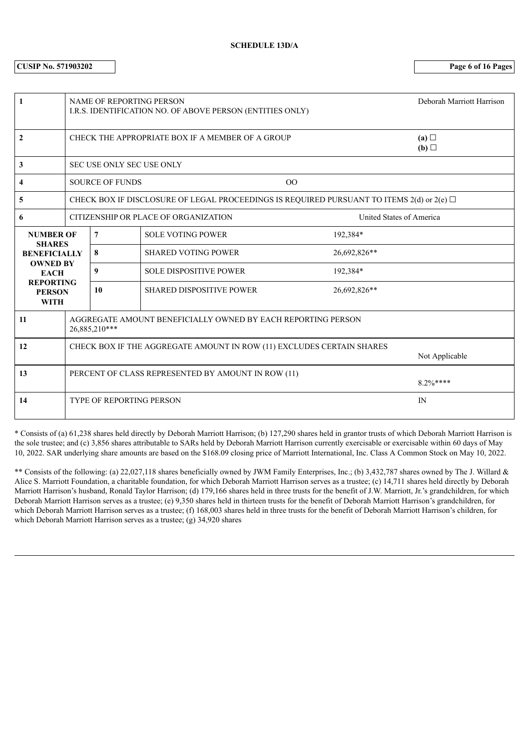**SCHEDULE 13D/A**

**CUSIP No. 571903202**

| | | | | |
|---|---|---|---|---|
| 1 | NAME OF REPORTING PERSON<br>I.R.S. IDENTIFICATION NO. OF ABOVE PERSON (ENTITIES ONLY) | | | Deborah Marriott Harrison |
| 2 | CHECK THE APPROPRIATE BOX IF A MEMBER OF A GROUP | | | **(a)** ☐<br>**(b)** ☐ |
| 3 | SEC USE ONLY SEC USE ONLY | | | |
| 4 | SOURCE OF FUNDS | | OO | |
| 5 | CHECK BOX IF DISCLOSURE OF LEGAL PROCEEDINGS IS REQUIRED PURSUANT TO ITEMS 2(d) or 2(e) ☐ | | | |
| 6 | CITIZENSHIP OR PLACE OF ORGANIZATION | | | United States of America |
| **NUMBER OF SHARES BENEFICIALLY OWNED BY EACH REPORTING PERSON WITH** | 7 | SOLE VOTING POWER | 192,384* | |
| | 8 | SHARED VOTING POWER | 26,692,826** | |
| | 9 | SOLE DISPOSITIVE POWER | 192,384* | |
| | 10 | SHARED DISPOSITIVE POWER | 26,692,826** | |
| 11 | AGGREGATE AMOUNT BENEFICIALLY OWNED BY EACH REPORTING PERSON<br>26,885,210*** | | | |
| 12 | CHECK BOX IF THE AGGREGATE AMOUNT IN ROW (11) EXCLUDES CERTAIN SHARES | | | Not Applicable |
| 13 | PERCENT OF CLASS REPRESENTED BY AMOUNT IN ROW (11) | | | 8.2%**** |
| 14 | TYPE OF REPORTING PERSON | | | IN |

* Consists of (a) 61,238 shares held directly by Deborah Marriott Harrison; (b) 127,290 shares held in grantor trusts of which Deborah Marriott Harrison is the sole trustee; and (c) 3,856 shares attributable to SARs held by Deborah Marriott Harrison currently exercisable or exercisable within 60 days of May 10, 2022. SAR underlying share amounts are based on the $168.09 closing price of Marriott International, Inc. Class A Common Stock on May 10, 2022.

** Consists of the following: (a) 22,027,118 shares beneficially owned by JWM Family Enterprises, Inc.; (b) 3,432,787 shares owned by The J. Willard & Alice S. Marriott Foundation, a charitable foundation, for which Deborah Marriott Harrison serves as a trustee; (c) 14,711 shares held directly by Deborah Marriott Harrison's husband, Ronald Taylor Harrison; (d) 179,166 shares held in three trusts for the benefit of J.W. Marriott, Jr.'s grandchildren, for which Deborah Marriott Harrison serves as a trustee; (e) 9,350 shares held in thirteen trusts for the benefit of Deborah Marriott Harrison's grandchildren, for which Deborah Marriott Harrison serves as a trustee; (f) 168,003 shares held in three trusts for the benefit of Deborah Marriott Harrison's children, for which Deborah Marriott Harrison serves as a trustee; (g) 34,920 shares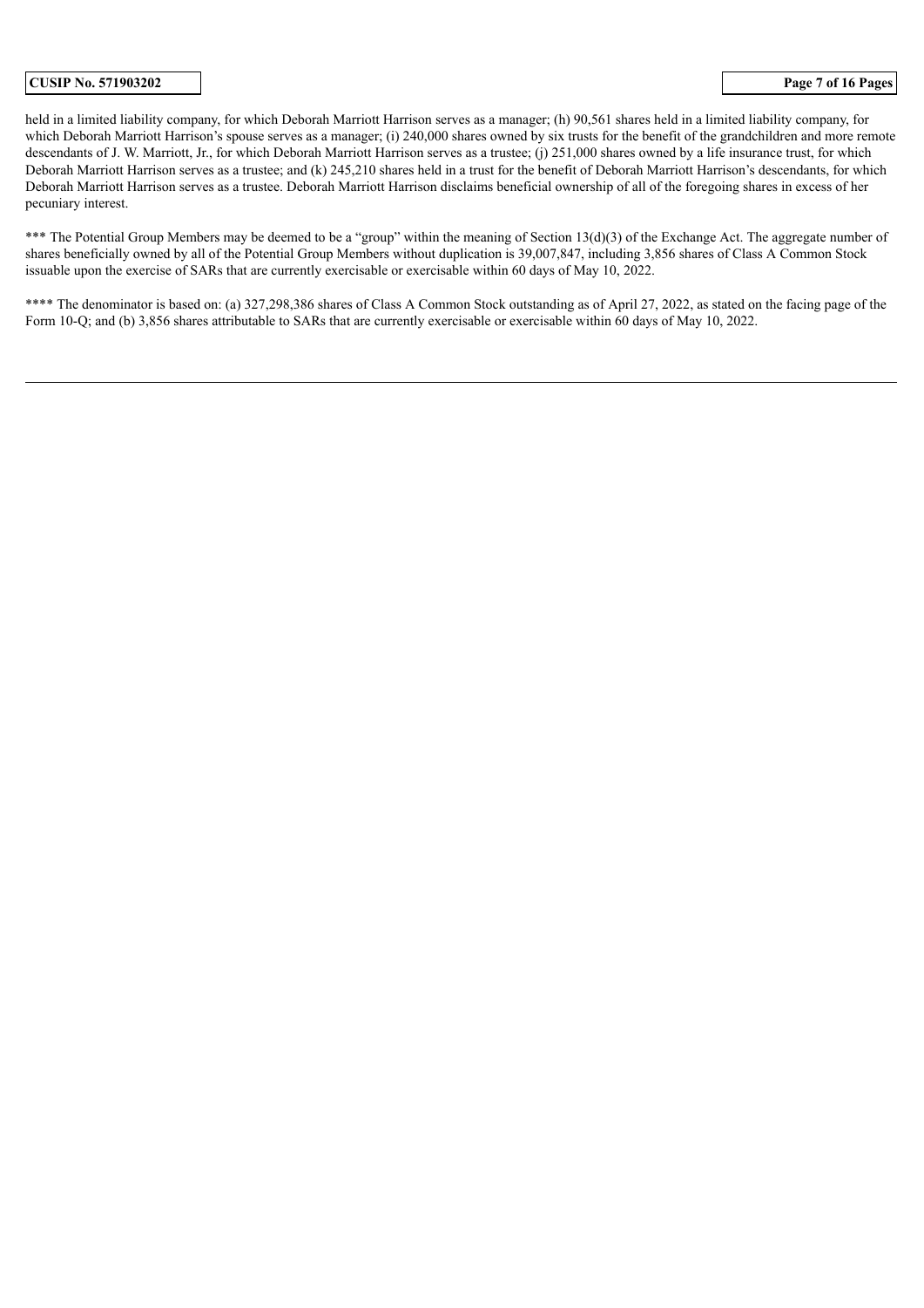held in a limited liability company, for which Deborah Marriott Harrison serves as a manager; (h) 90,561 shares held in a limited liability company, for which Deborah Marriott Harrison's spouse serves as a manager; (i) 240,000 shares owned by six trusts for the benefit of the grandchildren and more remote descendants of J. W. Marriott, Jr., for which Deborah Marriott Harrison serves as a trustee; (j) 251,000 shares owned by a life insurance trust, for which Deborah Marriott Harrison serves as a trustee; and (k) 245,210 shares held in a trust for the benefit of Deborah Marriott Harrison's descendants, for which Deborah Marriott Harrison serves as a trustee. Deborah Marriott Harrison disclaims beneficial ownership of all of the foregoing shares in excess of her pecuniary interest.

*** The Potential Group Members may be deemed to be a "group" within the meaning of Section 13(d)(3) of the Exchange Act. The aggregate number of shares beneficially owned by all of the Potential Group Members without duplication is 39,007,847, including 3,856 shares of Class A Common Stock issuable upon the exercise of SARs that are currently exercisable or exercisable within 60 days of May 10, 2022.

**** The denominator is based on: (a) 327,298,386 shares of Class A Common Stock outstanding as of April 27, 2022, as stated on the facing page of the Form 10-Q; and (b) 3,856 shares attributable to SARs that are currently exercisable or exercisable within 60 days of May 10, 2022.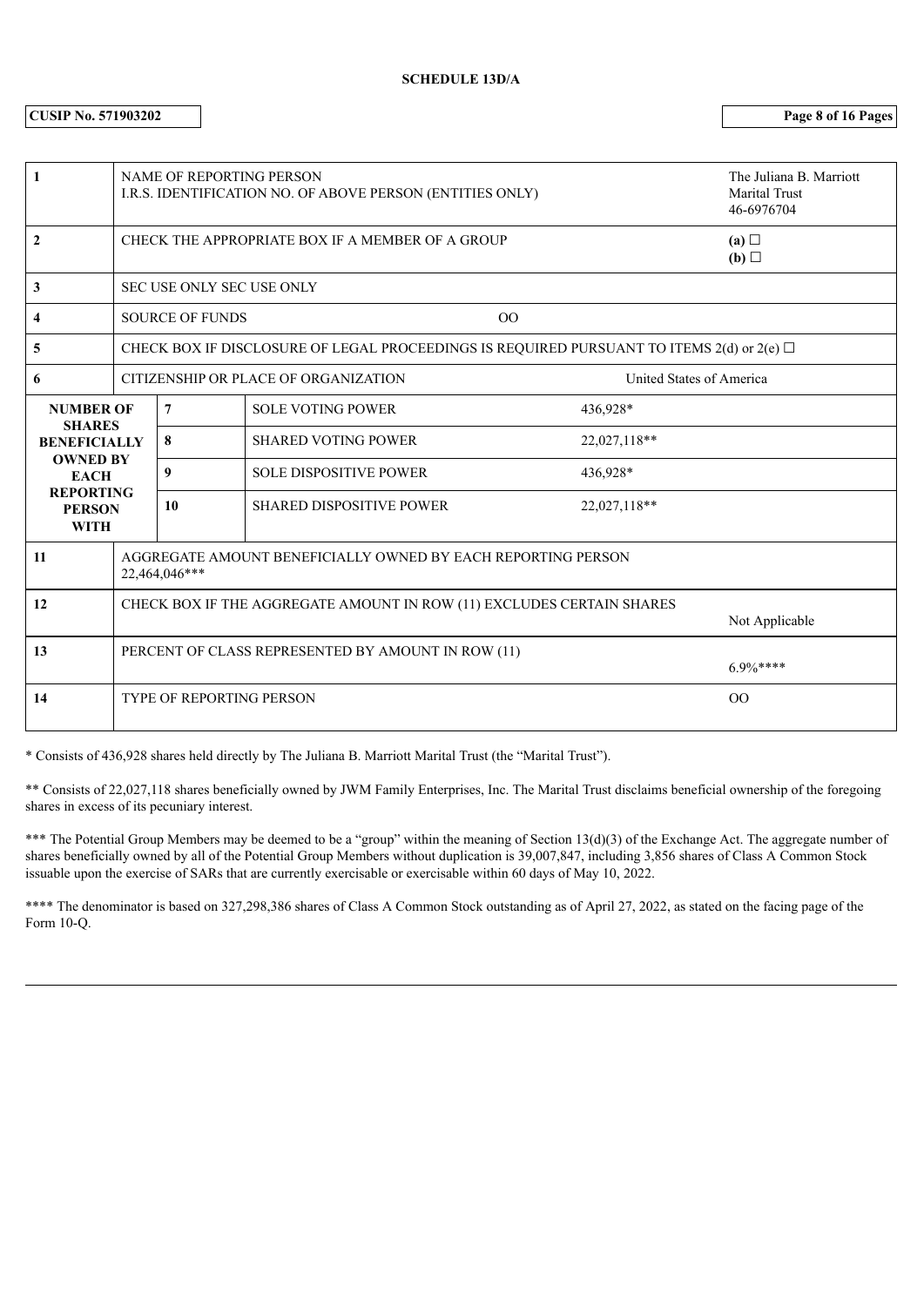**SCHEDULE 13D/A**

**CUSIP No. 571903202**

| | | | | |
|---|---|---|---|---|
| **1** | NAME OF REPORTING PERSON<br>I.R.S. IDENTIFICATION NO. OF ABOVE PERSON (ENTITIES ONLY) | | | The Juliana B. Marriott Marital Trust<br>46-6976704 |
| **2** | CHECK THE APPROPRIATE BOX IF A MEMBER OF A GROUP | | | **(a)** ☐<br>**(b)** ☐ |
| **3** | SEC USE ONLY SEC USE ONLY | | | |
| **4** | SOURCE OF FUNDS | | OO | |
| **5** | CHECK BOX IF DISCLOSURE OF LEGAL PROCEEDINGS IS REQUIRED PURSUANT TO ITEMS 2(d) or 2(e) ☐ | | | |
| **6** | CITIZENSHIP OR PLACE OF ORGANIZATION | | | United States of America |
| **NUMBER OF SHARES BENEFICIALLY OWNED BY EACH REPORTING PERSON WITH** | **7** | SOLE VOTING POWER | 436,928* | |
| | **8** | SHARED VOTING POWER | 22,027,118** | |
| | **9** | SOLE DISPOSITIVE POWER | 436,928* | |
| | **10** | SHARED DISPOSITIVE POWER | 22,027,118** | |
| **11** | AGGREGATE AMOUNT BENEFICIALLY OWNED BY EACH REPORTING PERSON<br>22,464,046*** | | | |
| **12** | CHECK BOX IF THE AGGREGATE AMOUNT IN ROW (11) EXCLUDES CERTAIN SHARES | | | Not Applicable |
| **13** | PERCENT OF CLASS REPRESENTED BY AMOUNT IN ROW (11) | | | 6.9%**** |
| **14** | TYPE OF REPORTING PERSON | | | OO |

* Consists of 436,928 shares held directly by The Juliana B. Marriott Marital Trust (the "Marital Trust").

** Consists of 22,027,118 shares beneficially owned by JWM Family Enterprises, Inc. The Marital Trust disclaims beneficial ownership of the foregoing shares in excess of its pecuniary interest.

*** The Potential Group Members may be deemed to be a "group" within the meaning of Section 13(d)(3) of the Exchange Act. The aggregate number of shares beneficially owned by all of the Potential Group Members without duplication is 39,007,847, including 3,856 shares of Class A Common Stock issuable upon the exercise of SARs that are currently exercisable or exercisable within 60 days of May 10, 2022.

**** The denominator is based on 327,298,386 shares of Class A Common Stock outstanding as of April 27, 2022, as stated on the facing page of the Form 10-Q.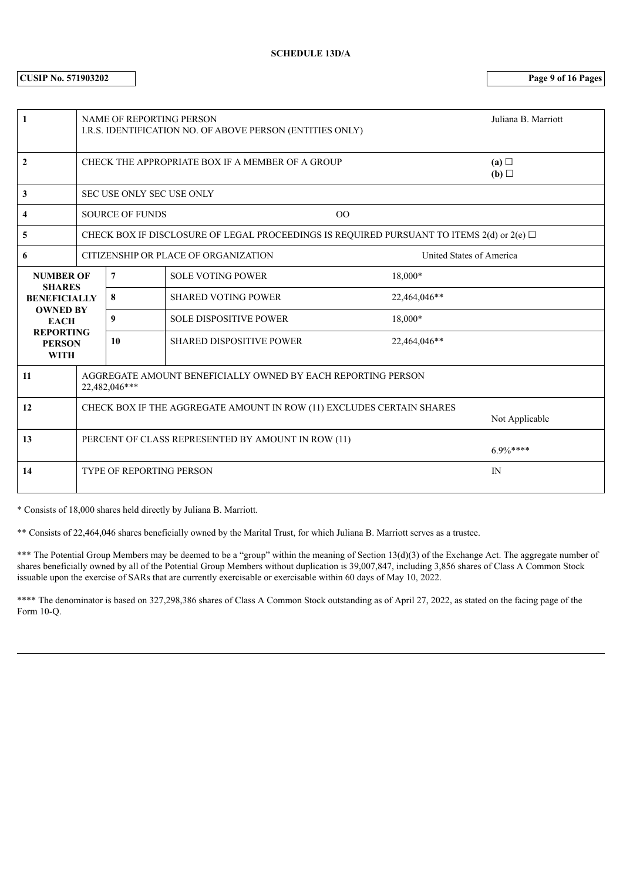**SCHEDULE 13D/A**

**CUSIP No. 571903202**

| | | | |
|---|---|---|---|
| **1** | NAME OF REPORTING PERSON<br>I.R.S. IDENTIFICATION NO. OF ABOVE PERSON (ENTITIES ONLY) | | Juliana B. Marriott |
| **2** | CHECK THE APPROPRIATE BOX IF A MEMBER OF A GROUP | | **(a)** ☐<br>**(b)** ☐ |
| **3** | SEC USE ONLY SEC USE ONLY | | |
| **4** | SOURCE OF FUNDS | OO | |
| **5** | CHECK BOX IF DISCLOSURE OF LEGAL PROCEEDINGS IS REQUIRED PURSUANT TO ITEMS 2(d) or 2(e) ☐ | | |
| **6** | CITIZENSHIP OR PLACE OF ORGANIZATION | | United States of America |

| NUMBER OF SHARES BENEFICIALLY OWNED BY EACH REPORTING PERSON WITH | | | |
|---|---|---|---|
| | **7** | SOLE VOTING POWER | 18,000* |
| | **8** | SHARED VOTING POWER | 22,464,046** |
| | **9** | SOLE DISPOSITIVE POWER | 18,000* |
| | **10** | SHARED DISPOSITIVE POWER | 22,464,046** |

| | | |
|---|---|---|
| **11** | AGGREGATE AMOUNT BENEFICIALLY OWNED BY EACH REPORTING PERSON<br>22,482,046*** | |
| **12** | CHECK BOX IF THE AGGREGATE AMOUNT IN ROW (11) EXCLUDES CERTAIN SHARES | Not Applicable |
| **13** | PERCENT OF CLASS REPRESENTED BY AMOUNT IN ROW (11) | 6.9%**** |
| **14** | TYPE OF REPORTING PERSON | IN |

* Consists of 18,000 shares held directly by Juliana B. Marriott.

** Consists of 22,464,046 shares beneficially owned by the Marital Trust, for which Juliana B. Marriott serves as a trustee.

*** The Potential Group Members may be deemed to be a "group" within the meaning of Section 13(d)(3) of the Exchange Act. The aggregate number of shares beneficially owned by all of the Potential Group Members without duplication is 39,007,847, including 3,856 shares of Class A Common Stock issuable upon the exercise of SARs that are currently exercisable or exercisable within 60 days of May 10, 2022.

**** The denominator is based on 327,298,386 shares of Class A Common Stock outstanding as of April 27, 2022, as stated on the facing page of the Form 10-Q.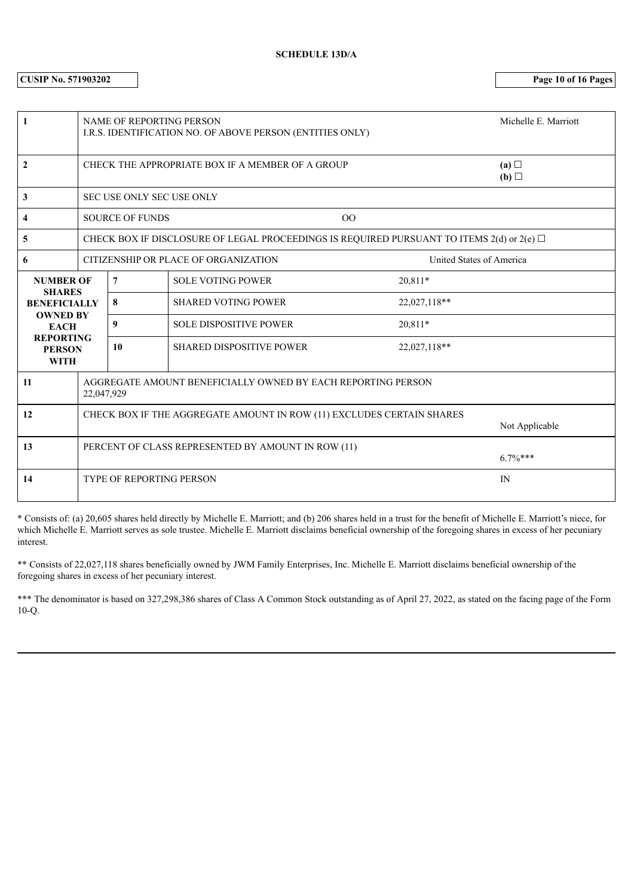**SCHEDULE 13D/A**

**CUSIP No. 571903202**

| | | | | |
|---|---|---|---|---|
| 1 | NAME OF REPORTING PERSON<br>I.R.S. IDENTIFICATION NO. OF ABOVE PERSON (ENTITIES ONLY) | | | Michelle E. Marriott |
| 2 | CHECK THE APPROPRIATE BOX IF A MEMBER OF A GROUP | | | (a) ☐<br>(b) ☐ |
| 3 | SEC USE ONLY SEC USE ONLY | | | |
| 4 | SOURCE OF FUNDS | | OO | |
| 5 | CHECK BOX IF DISCLOSURE OF LEGAL PROCEEDINGS IS REQUIRED PURSUANT TO ITEMS 2(d) or 2(e) ☐ | | | |
| 6 | CITIZENSHIP OR PLACE OF ORGANIZATION | | | United States of America |
| **NUMBER OF SHARES BENEFICIALLY OWNED BY EACH REPORTING PERSON WITH** | 7 | SOLE VOTING POWER | 20,811* | |
| | 8 | SHARED VOTING POWER | 22,027,118** | |
| | 9 | SOLE DISPOSITIVE POWER | 20,811* | |
| | 10 | SHARED DISPOSITIVE POWER | 22,027,118** | |
| 11 | AGGREGATE AMOUNT BENEFICIALLY OWNED BY EACH REPORTING PERSON<br>22,047,929 | | | |
| 12 | CHECK BOX IF THE AGGREGATE AMOUNT IN ROW (11) EXCLUDES CERTAIN SHARES | | | Not Applicable |
| 13 | PERCENT OF CLASS REPRESENTED BY AMOUNT IN ROW (11) | | | 6.7%*** |
| 14 | TYPE OF REPORTING PERSON | | | IN |

* Consists of: (a) 20,605 shares held directly by Michelle E. Marriott; and (b) 206 shares held in a trust for the benefit of Michelle E. Marriott's niece, for which Michelle E. Marriott serves as sole trustee. Michelle E. Marriott disclaims beneficial ownership of the foregoing shares in excess of her pecuniary interest.

** Consists of 22,027,118 shares beneficially owned by JWM Family Enterprises, Inc. Michelle E. Marriott disclaims beneficial ownership of the foregoing shares in excess of her pecuniary interest.

*** The denominator is based on 327,298,386 shares of Class A Common Stock outstanding as of April 27, 2022, as stated on the facing page of the Form 10-Q.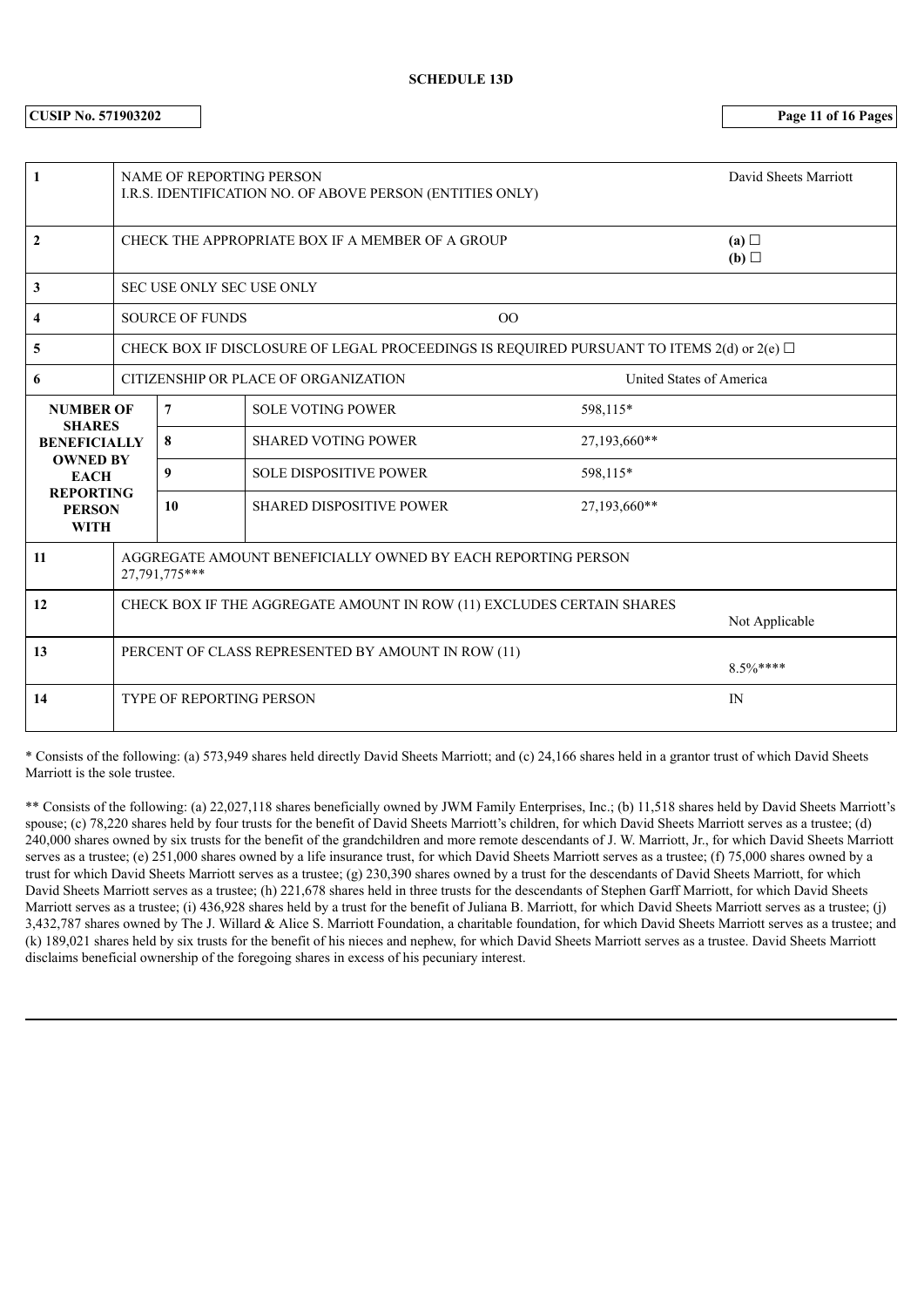**SCHEDULE 13D**

**CUSIP No. 571903202**

| | | | | |
|---|---|---|---|---|
| 1 | NAME OF REPORTING PERSON<br>I.R.S. IDENTIFICATION NO. OF ABOVE PERSON (ENTITIES ONLY) | | | David Sheets Marriott |
| 2 | CHECK THE APPROPRIATE BOX IF A MEMBER OF A GROUP | | | (a) ☐<br>(b) ☐ |
| 3 | SEC USE ONLY SEC USE ONLY | | | |
| 4 | SOURCE OF FUNDS | | OO | |
| 5 | CHECK BOX IF DISCLOSURE OF LEGAL PROCEEDINGS IS REQUIRED PURSUANT TO ITEMS 2(d) or 2(e) ☐ | | | |
| 6 | CITIZENSHIP OR PLACE OF ORGANIZATION | | | United States of America |
| NUMBER OF SHARES BENEFICIALLY OWNED BY EACH REPORTING PERSON WITH | 7 | SOLE VOTING POWER | 598,115* | |
| | 8 | SHARED VOTING POWER | 27,193,660** | |
| | 9 | SOLE DISPOSITIVE POWER | 598,115* | |
| | 10 | SHARED DISPOSITIVE POWER | 27,193,660** | |
| 11 | AGGREGATE AMOUNT BENEFICIALLY OWNED BY EACH REPORTING PERSON<br>27,791,775*** | | | |
| 12 | CHECK BOX IF THE AGGREGATE AMOUNT IN ROW (11) EXCLUDES CERTAIN SHARES | | | Not Applicable |
| 13 | PERCENT OF CLASS REPRESENTED BY AMOUNT IN ROW (11) | | | 8.5%**** |
| 14 | TYPE OF REPORTING PERSON | | | IN |

* Consists of the following: (a) 573,949 shares held directly David Sheets Marriott; and (c) 24,166 shares held in a grantor trust of which David Sheets Marriott is the sole trustee.

** Consists of the following: (a) 22,027,118 shares beneficially owned by JWM Family Enterprises, Inc.; (b) 11,518 shares held by David Sheets Marriott's spouse; (c) 78,220 shares held by four trusts for the benefit of David Sheets Marriott's children, for which David Sheets Marriott serves as a trustee; (d) 240,000 shares owned by six trusts for the benefit of the grandchildren and more remote descendants of J. W. Marriott, Jr., for which David Sheets Marriott serves as a trustee; (e) 251,000 shares owned by a life insurance trust, for which David Sheets Marriott serves as a trustee; (f) 75,000 shares owned by a trust for which David Sheets Marriott serves as a trustee; (g) 230,390 shares owned by a trust for the descendants of David Sheets Marriott, for which David Sheets Marriott serves as a trustee; (h) 221,678 shares held in three trusts for the descendants of Stephen Garff Marriott, for which David Sheets Marriott serves as a trustee; (i) 436,928 shares held by a trust for the benefit of Juliana B. Marriott, for which David Sheets Marriott serves as a trustee; (j) 3,432,787 shares owned by The J. Willard & Alice S. Marriott Foundation, a charitable foundation, for which David Sheets Marriott serves as a trustee; and (k) 189,021 shares held by six trusts for the benefit of his nieces and nephew, for which David Sheets Marriott serves as a trustee. David Sheets Marriott disclaims beneficial ownership of the foregoing shares in excess of his pecuniary interest.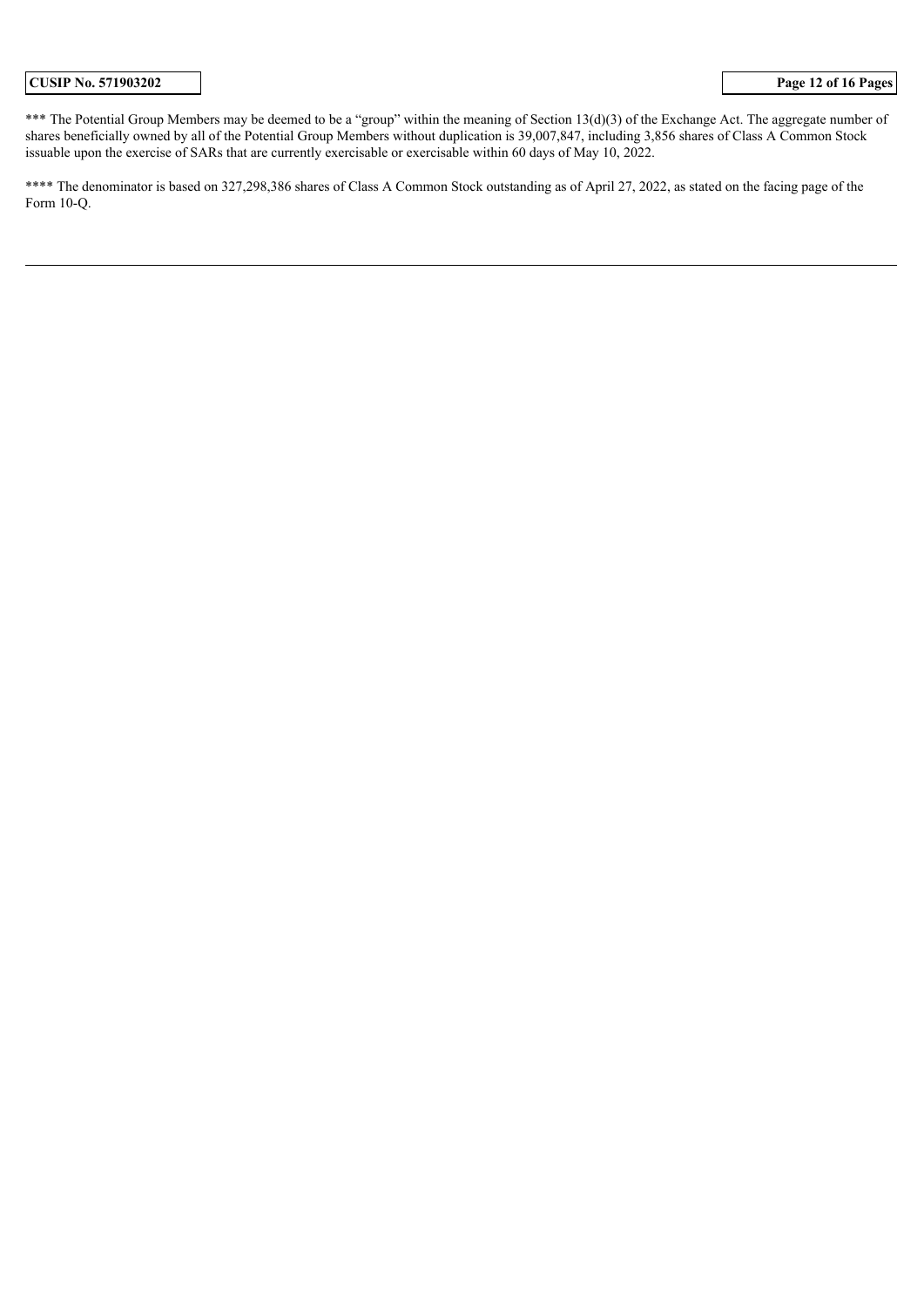*** The Potential Group Members may be deemed to be a "group" within the meaning of Section 13(d)(3) of the Exchange Act. The aggregate number of shares beneficially owned by all of the Potential Group Members without duplication is 39,007,847, including 3,856 shares of Class A Common Stock issuable upon the exercise of SARs that are currently exercisable or exercisable within 60 days of May 10, 2022.

**** The denominator is based on 327,298,386 shares of Class A Common Stock outstanding as of April 27, 2022, as stated on the facing page of the Form 10-Q.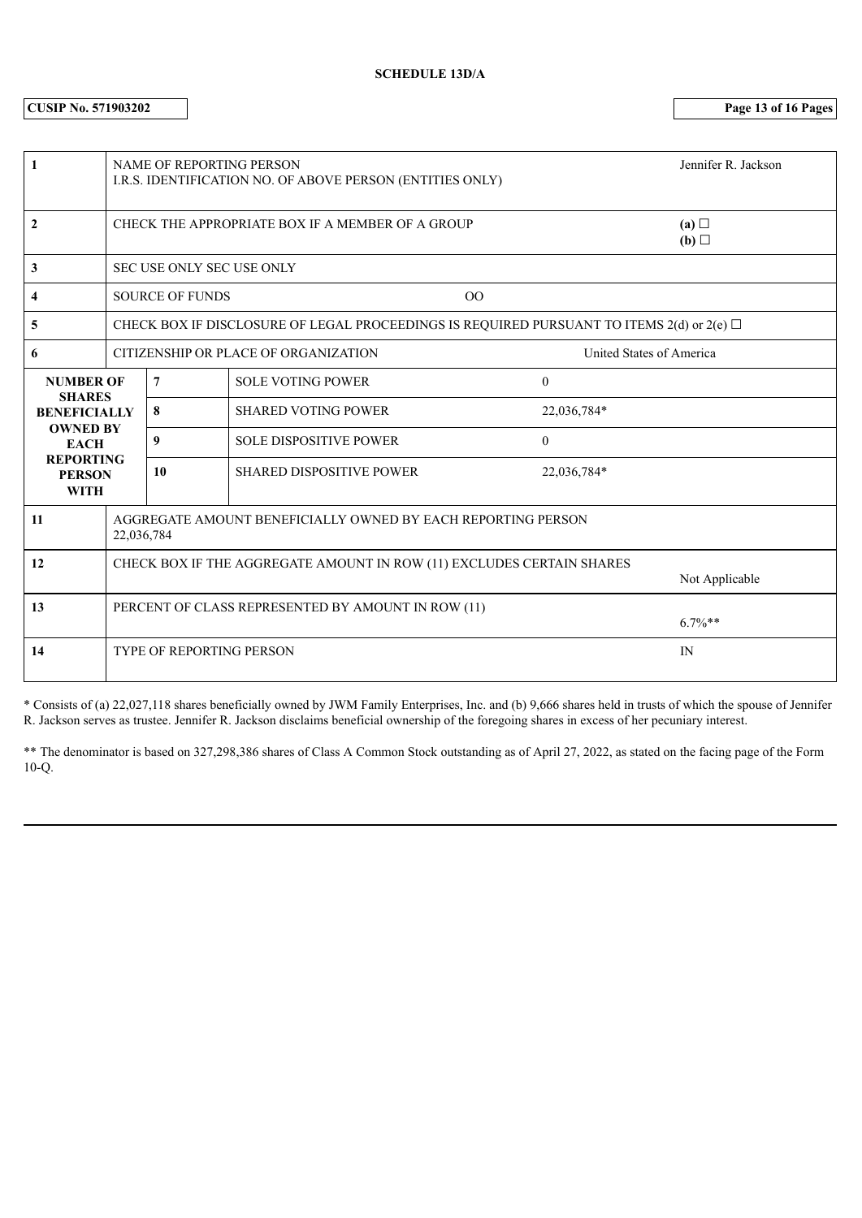**SCHEDULE 13D/A**

**CUSIP No. 571903202**

| | | | | |
|---|---|---|---|---|
| **1** | NAME OF REPORTING PERSON<br>I.R.S. IDENTIFICATION NO. OF ABOVE PERSON (ENTITIES ONLY) | | | Jennifer R. Jackson |
| **2** | CHECK THE APPROPRIATE BOX IF A MEMBER OF A GROUP | | | **(a)** ☐<br>**(b)** ☐ |
| **3** | SEC USE ONLY SEC USE ONLY | | | |
| **4** | SOURCE OF FUNDS | | OO | |
| **5** | CHECK BOX IF DISCLOSURE OF LEGAL PROCEEDINGS IS REQUIRED PURSUANT TO ITEMS 2(d) or 2(e) ☐ | | | |
| **6** | CITIZENSHIP OR PLACE OF ORGANIZATION | | | United States of America |
| **NUMBER OF SHARES BENEFICIALLY OWNED BY EACH REPORTING PERSON WITH** | **7** | SOLE VOTING POWER | 0 | |
| | **8** | SHARED VOTING POWER | 22,036,784* | |
| | **9** | SOLE DISPOSITIVE POWER | 0 | |
| | **10** | SHARED DISPOSITIVE POWER | 22,036,784* | |
| **11** | AGGREGATE AMOUNT BENEFICIALLY OWNED BY EACH REPORTING PERSON<br>22,036,784 | | | |
| **12** | CHECK BOX IF THE AGGREGATE AMOUNT IN ROW (11) EXCLUDES CERTAIN SHARES | | | Not Applicable |
| **13** | PERCENT OF CLASS REPRESENTED BY AMOUNT IN ROW (11) | | | 6.7%** |
| **14** | TYPE OF REPORTING PERSON | | | IN |

* Consists of (a) 22,027,118 shares beneficially owned by JWM Family Enterprises, Inc. and (b) 9,666 shares held in trusts of which the spouse of Jennifer R. Jackson serves as trustee. Jennifer R. Jackson disclaims beneficial ownership of the foregoing shares in excess of her pecuniary interest.

** The denominator is based on 327,298,386 shares of Class A Common Stock outstanding as of April 27, 2022, as stated on the facing page of the Form 10-Q.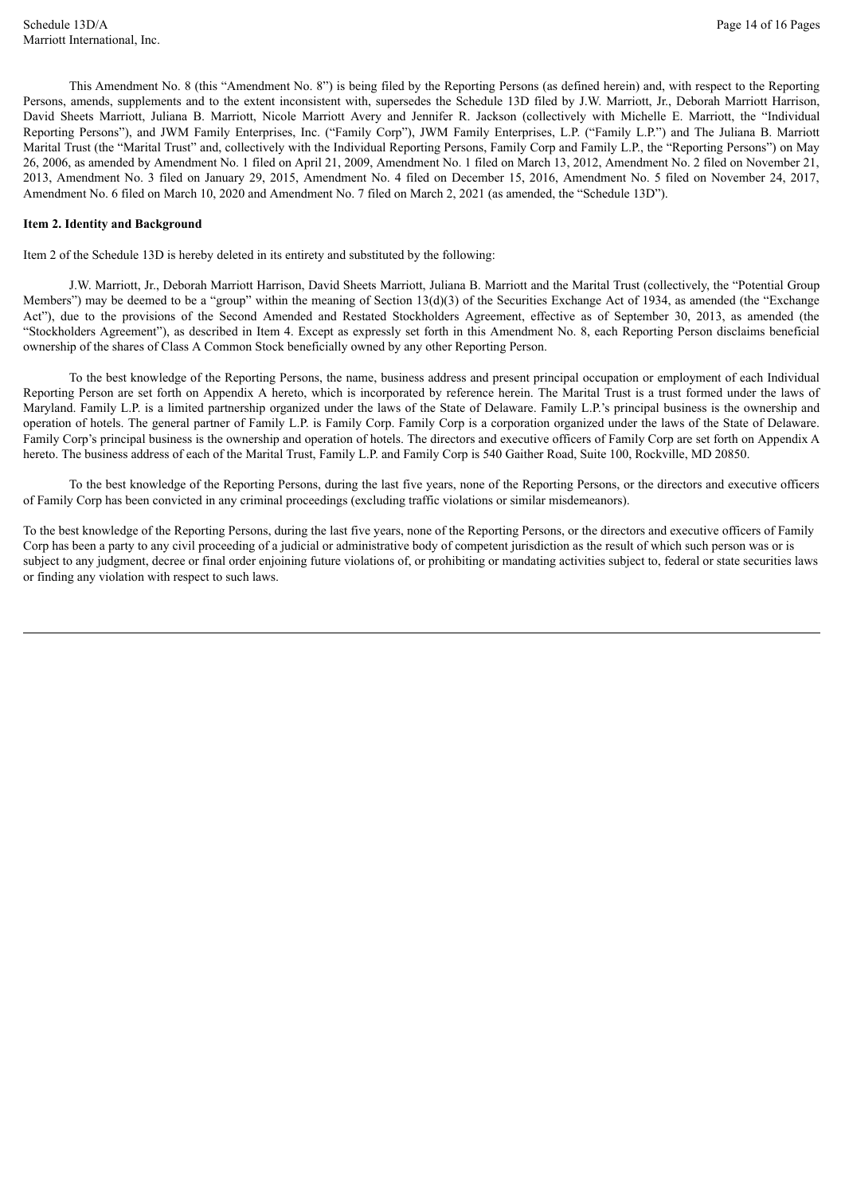This Amendment No. 8 (this "Amendment No. 8") is being filed by the Reporting Persons (as defined herein) and, with respect to the Reporting Persons, amends, supplements and to the extent inconsistent with, supersedes the Schedule 13D filed by J.W. Marriott, Jr., Deborah Marriott Harrison, David Sheets Marriott, Juliana B. Marriott, Nicole Marriott Avery and Jennifer R. Jackson (collectively with Michelle E. Marriott, the "Individual Reporting Persons"), and JWM Family Enterprises, Inc. ("Family Corp"), JWM Family Enterprises, L.P. ("Family L.P.") and The Juliana B. Marriott Marital Trust (the "Marital Trust" and, collectively with the Individual Reporting Persons, Family Corp and Family L.P., the "Reporting Persons") on May 26, 2006, as amended by Amendment No. 1 filed on April 21, 2009, Amendment No. 1 filed on March 13, 2012, Amendment No. 2 filed on November 21, 2013, Amendment No. 3 filed on January 29, 2015, Amendment No. 4 filed on December 15, 2016, Amendment No. 5 filed on November 24, 2017, Amendment No. 6 filed on March 10, 2020 and Amendment No. 7 filed on March 2, 2021 (as amended, the "Schedule 13D").

**Item 2. Identity and Background**

Item 2 of the Schedule 13D is hereby deleted in its entirety and substituted by the following:

J.W. Marriott, Jr., Deborah Marriott Harrison, David Sheets Marriott, Juliana B. Marriott and the Marital Trust (collectively, the "Potential Group Members") may be deemed to be a "group" within the meaning of Section 13(d)(3) of the Securities Exchange Act of 1934, as amended (the "Exchange Act"), due to the provisions of the Second Amended and Restated Stockholders Agreement, effective as of September 30, 2013, as amended (the "Stockholders Agreement"), as described in Item 4. Except as expressly set forth in this Amendment No. 8, each Reporting Person disclaims beneficial ownership of the shares of Class A Common Stock beneficially owned by any other Reporting Person.

To the best knowledge of the Reporting Persons, the name, business address and present principal occupation or employment of each Individual Reporting Person are set forth on Appendix A hereto, which is incorporated by reference herein. The Marital Trust is a trust formed under the laws of Maryland. Family L.P. is a limited partnership organized under the laws of the State of Delaware. Family L.P.'s principal business is the ownership and operation of hotels. The general partner of Family L.P. is Family Corp. Family Corp is a corporation organized under the laws of the State of Delaware. Family Corp's principal business is the ownership and operation of hotels. The directors and executive officers of Family Corp are set forth on Appendix A hereto. The business address of each of the Marital Trust, Family L.P. and Family Corp is 540 Gaither Road, Suite 100, Rockville, MD 20850.

To the best knowledge of the Reporting Persons, during the last five years, none of the Reporting Persons, or the directors and executive officers of Family Corp has been convicted in any criminal proceedings (excluding traffic violations or similar misdemeanors).

To the best knowledge of the Reporting Persons, during the last five years, none of the Reporting Persons, or the directors and executive officers of Family Corp has been a party to any civil proceeding of a judicial or administrative body of competent jurisdiction as the result of which such person was or is subject to any judgment, decree or final order enjoining future violations of, or prohibiting or mandating activities subject to, federal or state securities laws or finding any violation with respect to such laws.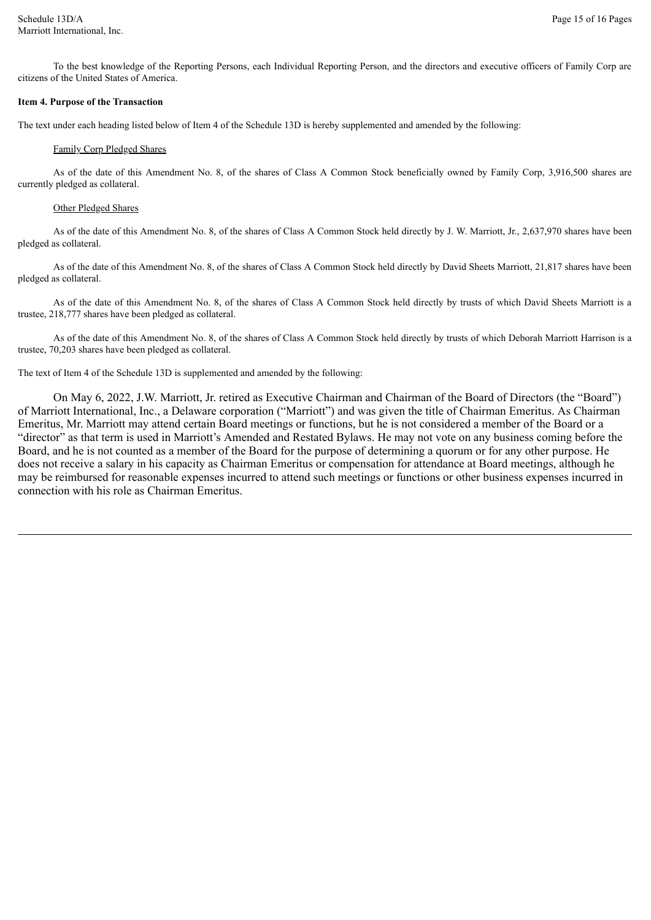To the best knowledge of the Reporting Persons, each Individual Reporting Person, and the directors and executive officers of Family Corp are citizens of the United States of America.

**Item 4. Purpose of the Transaction**

The text under each heading listed below of Item 4 of the Schedule 13D is hereby supplemented and amended by the following:

Family Corp Pledged Shares

As of the date of this Amendment No. 8, of the shares of Class A Common Stock beneficially owned by Family Corp, 3,916,500 shares are currently pledged as collateral.

Other Pledged Shares

As of the date of this Amendment No. 8, of the shares of Class A Common Stock held directly by J. W. Marriott, Jr., 2,637,970 shares have been pledged as collateral.

As of the date of this Amendment No. 8, of the shares of Class A Common Stock held directly by David Sheets Marriott, 21,817 shares have been pledged as collateral.

As of the date of this Amendment No. 8, of the shares of Class A Common Stock held directly by trusts of which David Sheets Marriott is a trustee, 218,777 shares have been pledged as collateral.

As of the date of this Amendment No. 8, of the shares of Class A Common Stock held directly by trusts of which Deborah Marriott Harrison is a trustee, 70,203 shares have been pledged as collateral.

The text of Item 4 of the Schedule 13D is supplemented and amended by the following:

On May 6, 2022, J.W. Marriott, Jr. retired as Executive Chairman and Chairman of the Board of Directors (the "Board") of Marriott International, Inc., a Delaware corporation ("Marriott") and was given the title of Chairman Emeritus. As Chairman Emeritus, Mr. Marriott may attend certain Board meetings or functions, but he is not considered a member of the Board or a "director" as that term is used in Marriott's Amended and Restated Bylaws. He may not vote on any business coming before the Board, and he is not counted as a member of the Board for the purpose of determining a quorum or for any other purpose. He does not receive a salary in his capacity as Chairman Emeritus or compensation for attendance at Board meetings, although he may be reimbursed for reasonable expenses incurred to attend such meetings or functions or other business expenses incurred in connection with his role as Chairman Emeritus.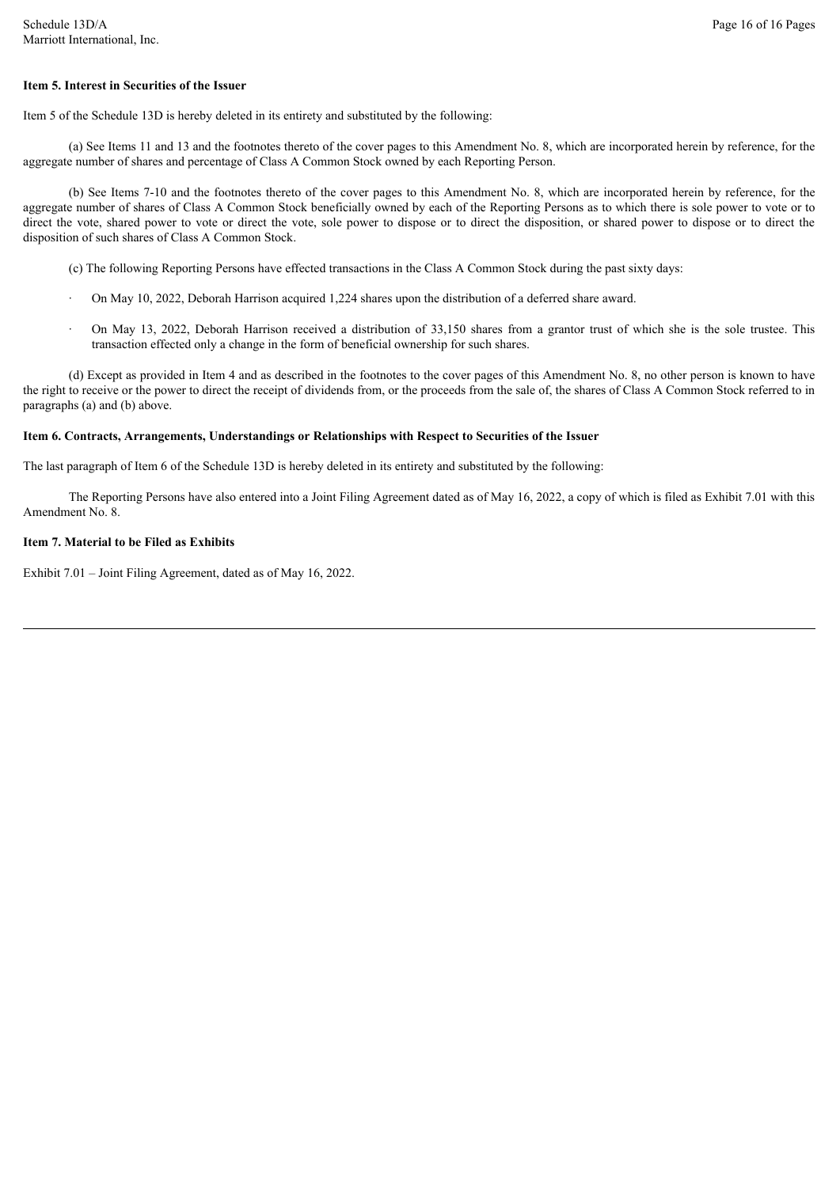**Item 5. Interest in Securities of the Issuer**

Item 5 of the Schedule 13D is hereby deleted in its entirety and substituted by the following:

(a) See Items 11 and 13 and the footnotes thereto of the cover pages to this Amendment No. 8, which are incorporated herein by reference, for the aggregate number of shares and percentage of Class A Common Stock owned by each Reporting Person.

(b) See Items 7-10 and the footnotes thereto of the cover pages to this Amendment No. 8, which are incorporated herein by reference, for the aggregate number of shares of Class A Common Stock beneficially owned by each of the Reporting Persons as to which there is sole power to vote or to direct the vote, shared power to vote or direct the vote, sole power to dispose or to direct the disposition, or shared power to dispose or to direct the disposition of such shares of Class A Common Stock.

(c) The following Reporting Persons have effected transactions in the Class A Common Stock during the past sixty days:

- On May 10, 2022, Deborah Harrison acquired 1,224 shares upon the distribution of a deferred share award.
- On May 13, 2022, Deborah Harrison received a distribution of 33,150 shares from a grantor trust of which she is the sole trustee. This transaction effected only a change in the form of beneficial ownership for such shares.

(d) Except as provided in Item 4 and as described in the footnotes to the cover pages of this Amendment No. 8, no other person is known to have the right to receive or the power to direct the receipt of dividends from, or the proceeds from the sale of, the shares of Class A Common Stock referred to in paragraphs (a) and (b) above.

**Item 6. Contracts, Arrangements, Understandings or Relationships with Respect to Securities of the Issuer**

The last paragraph of Item 6 of the Schedule 13D is hereby deleted in its entirety and substituted by the following:

The Reporting Persons have also entered into a Joint Filing Agreement dated as of May 16, 2022, a copy of which is filed as Exhibit 7.01 with this Amendment No. 8.

**Item 7. Material to be Filed as Exhibits**

Exhibit 7.01 – Joint Filing Agreement, dated as of May 16, 2022.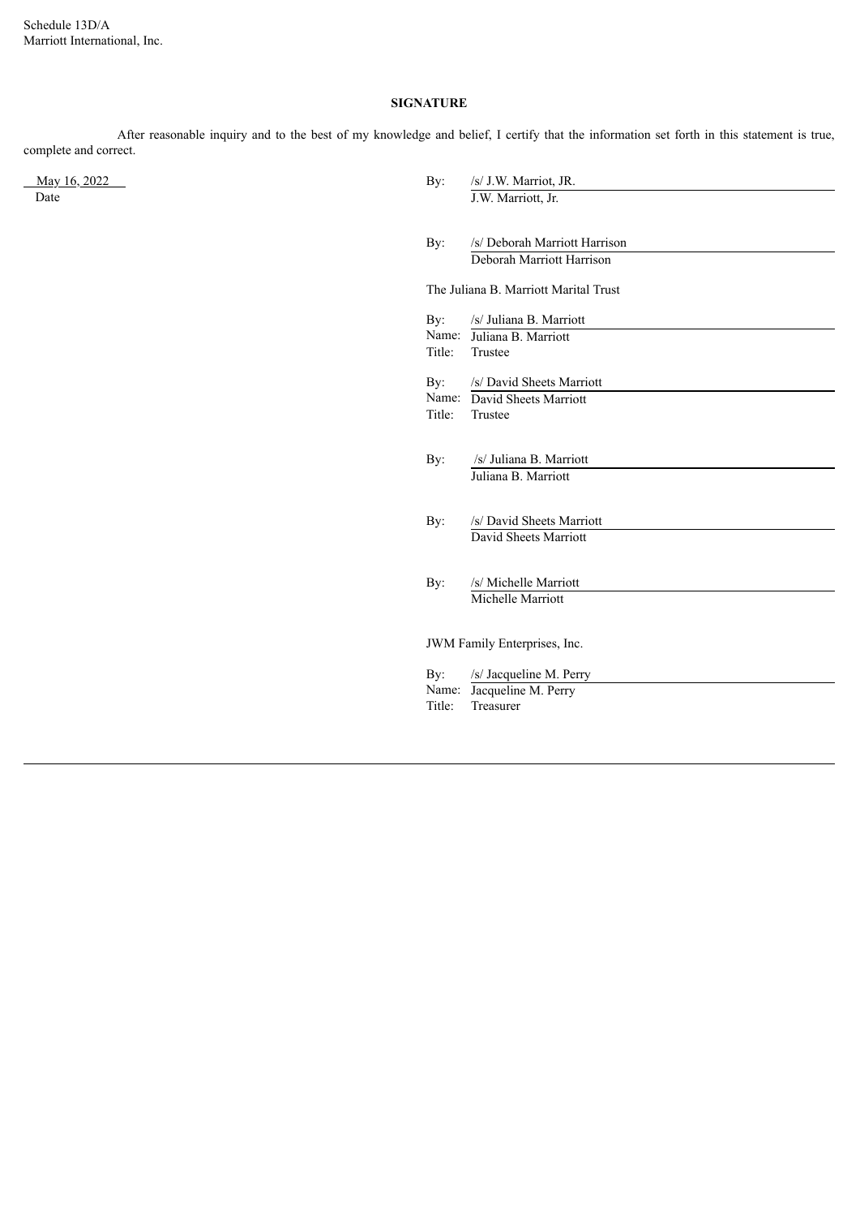**SIGNATURE**

After reasonable inquiry and to the best of my knowledge and belief, I certify that the information set forth in this statement is true, complete and correct.

May 16, 2022
Date

By: /s/ J.W. Marriot, JR.
J.W. Marriott, Jr.

By: /s/ Deborah Marriott Harrison
Deborah Marriott Harrison

The Juliana B. Marriott Marital Trust

By: /s/ Juliana B. Marriott
Name: Juliana B. Marriott
Title: Trustee

By: /s/ David Sheets Marriott
Name: David Sheets Marriott
Title: Trustee

By: /s/ Juliana B. Marriott
Juliana B. Marriott

By: /s/ David Sheets Marriott
David Sheets Marriott

By: /s/ Michelle Marriott
Michelle Marriott

JWM Family Enterprises, Inc.

By: /s/ Jacqueline M. Perry
Name: Jacqueline M. Perry
Title: Treasurer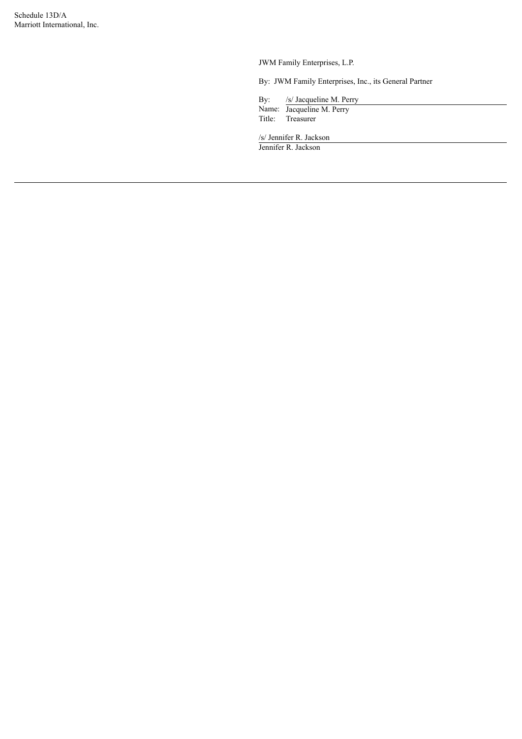JWM Family Enterprises, L.P.

By: JWM Family Enterprises, Inc., its General Partner

By: /s/ Jacqueline M. Perry
Name: Jacqueline M. Perry
Title: Treasurer

/s/ Jennifer R. Jackson
Jennifer R. Jackson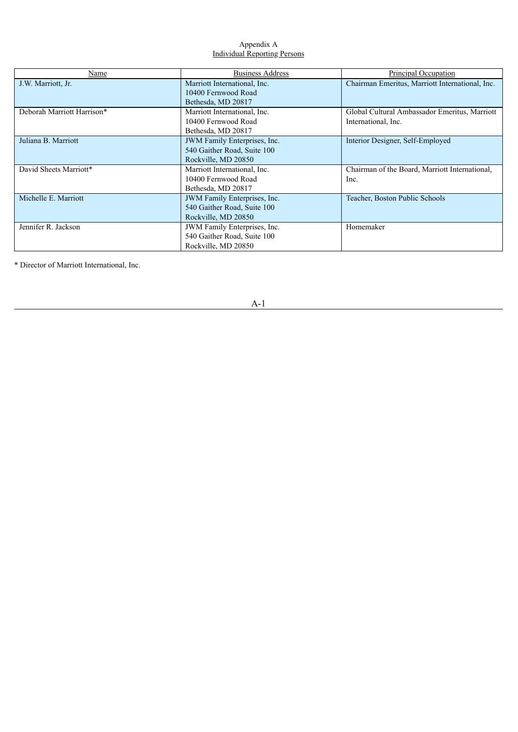Appendix A

Individual Reporting Persons

| Name | Business Address | Principal Occupation |
|---|---|---|
| J.W. Marriott, Jr. | Marriott International, Inc.<br>10400 Fernwood Road<br>Bethesda, MD 20817 | Chairman Emeritus, Marriott International, Inc. |
| Deborah Marriott Harrison* | Marriott International, Inc.<br>10400 Fernwood Road<br>Bethesda, MD 20817 | Global Cultural Ambassador Emeritus, Marriott International, Inc. |
| Juliana B. Marriott | JWM Family Enterprises, Inc.<br>540 Gaither Road, Suite 100<br>Rockville, MD 20850 | Interior Designer, Self-Employed |
| David Sheets Marriott* | Marriott International, Inc.<br>10400 Fernwood Road<br>Bethesda, MD 20817 | Chairman of the Board, Marriott International, Inc. |
| Michelle E. Marriott | JWM Family Enterprises, Inc.<br>540 Gaither Road, Suite 100<br>Rockville, MD 20850 | Teacher, Boston Public Schools |
| Jennifer R. Jackson | JWM Family Enterprises, Inc.<br>540 Gaither Road, Suite 100<br>Rockville, MD 20850 | Homemaker |

\* Director of Marriott International, Inc.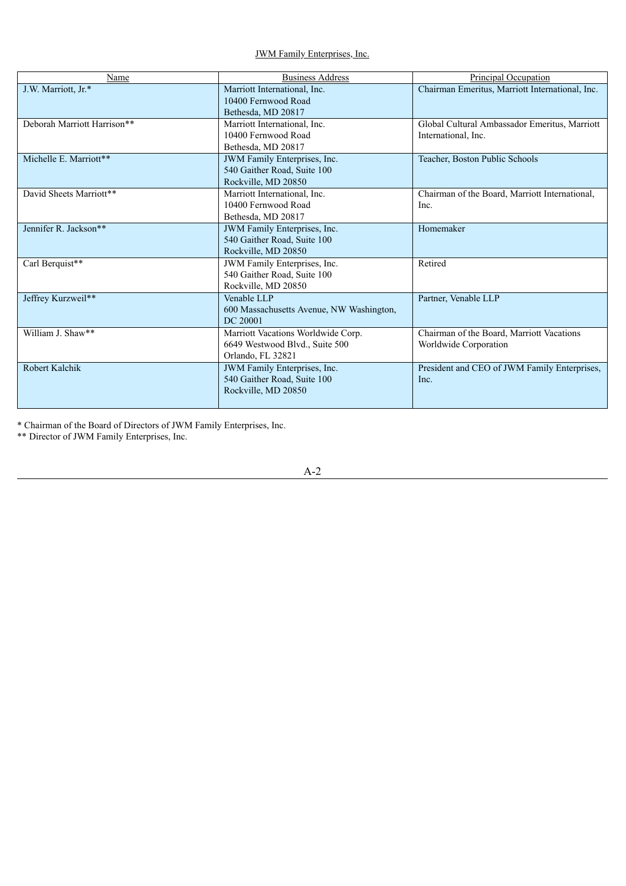JWM Family Enterprises, Inc.

| Name | Business Address | Principal Occupation |
| --- | --- | --- |
| J.W. Marriott, Jr.* | Marriott International, Inc. 10400 Fernwood Road Bethesda, MD 20817 | Chairman Emeritus, Marriott International, Inc. |
| Deborah Marriott Harrison** | Marriott International, Inc. 10400 Fernwood Road Bethesda, MD 20817 | Global Cultural Ambassador Emeritus, Marriott International, Inc. |
| Michelle E. Marriott** | JWM Family Enterprises, Inc. 540 Gaither Road, Suite 100 Rockville, MD 20850 | Teacher, Boston Public Schools |
| David Sheets Marriott** | Marriott International, Inc. 10400 Fernwood Road Bethesda, MD 20817 | Chairman of the Board, Marriott International, Inc. |
| Jennifer R. Jackson** | JWM Family Enterprises, Inc. 540 Gaither Road, Suite 100 Rockville, MD 20850 | Homemaker |
| Carl Berquist** | JWM Family Enterprises, Inc. 540 Gaither Road, Suite 100 Rockville, MD 20850 | Retired |
| Jeffrey Kurzweil** | Venable LLP 600 Massachusetts Avenue, NW Washington, DC 20001 | Partner, Venable LLP |
| William J. Shaw** | Marriott Vacations Worldwide Corp. 6649 Westwood Blvd., Suite 500 Orlando, FL 32821 | Chairman of the Board, Marriott Vacations Worldwide Corporation |
| Robert Kalchik | JWM Family Enterprises, Inc. 540 Gaither Road, Suite 100 Rockville, MD 20850 | President and CEO of JWM Family Enterprises, Inc. |

* Chairman of the Board of Directors of JWM Family Enterprises, Inc.

** Director of JWM Family Enterprises, Inc.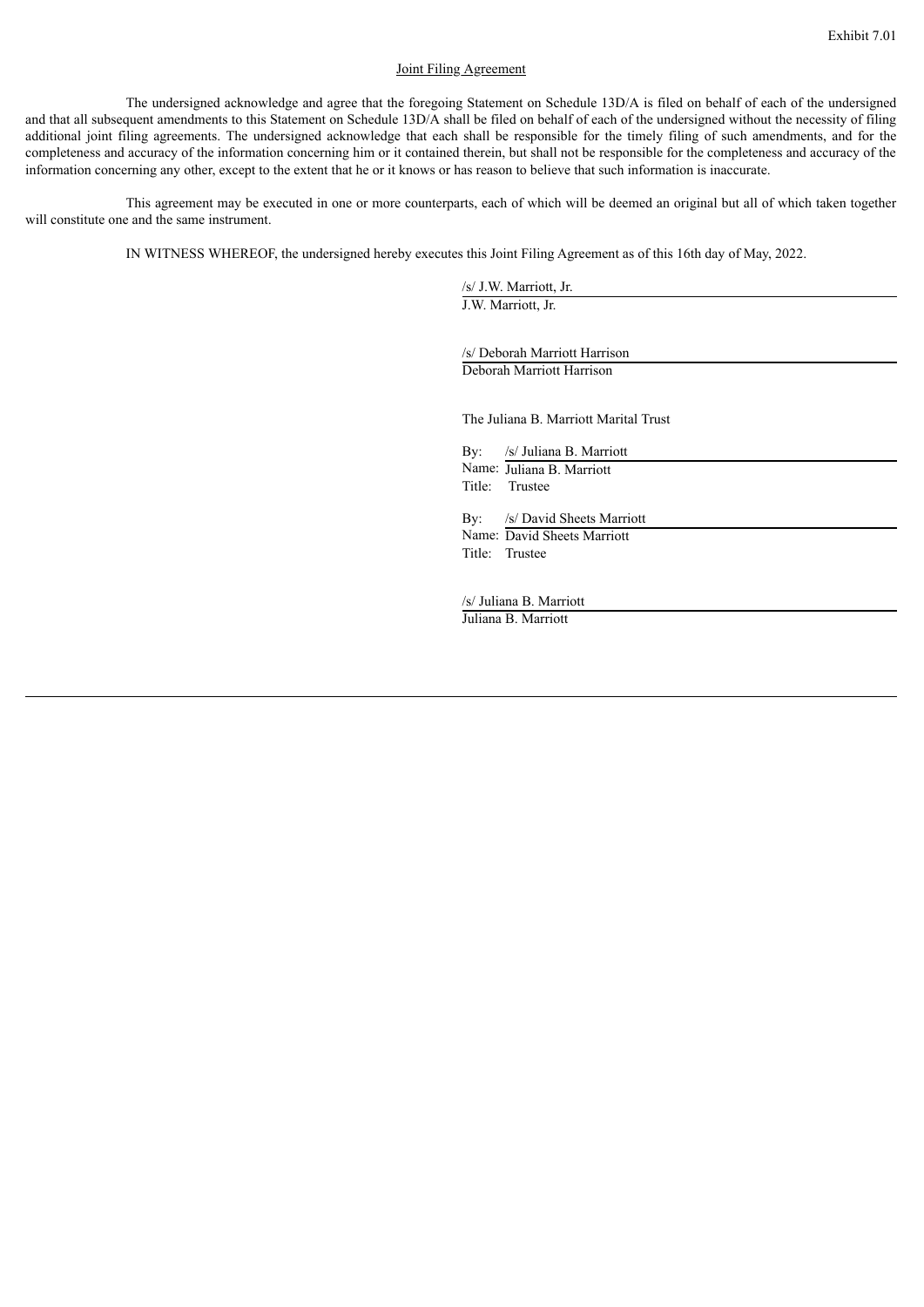Exhibit 7.01

## Joint Filing Agreement

The undersigned acknowledge and agree that the foregoing Statement on Schedule 13D/A is filed on behalf of each of the undersigned and that all subsequent amendments to this Statement on Schedule 13D/A shall be filed on behalf of each of the undersigned without the necessity of filing additional joint filing agreements. The undersigned acknowledge that each shall be responsible for the timely filing of such amendments, and for the completeness and accuracy of the information concerning him or it contained therein, but shall not be responsible for the completeness and accuracy of the information concerning any other, except to the extent that he or it knows or has reason to believe that such information is inaccurate.

This agreement may be executed in one or more counterparts, each of which will be deemed an original but all of which taken together will constitute one and the same instrument.

IN WITNESS WHEREOF, the undersigned hereby executes this Joint Filing Agreement as of this 16th day of May, 2022.

/s/ J.W. Marriott, Jr.
J.W. Marriott, Jr.

/s/ Deborah Marriott Harrison
Deborah Marriott Harrison

The Juliana B. Marriott Marital Trust

By: /s/ Juliana B. Marriott
Name: Juliana B. Marriott
Title: Trustee

By: /s/ David Sheets Marriott
Name: David Sheets Marriott
Title: Trustee

/s/ Juliana B. Marriott
Juliana B. Marriott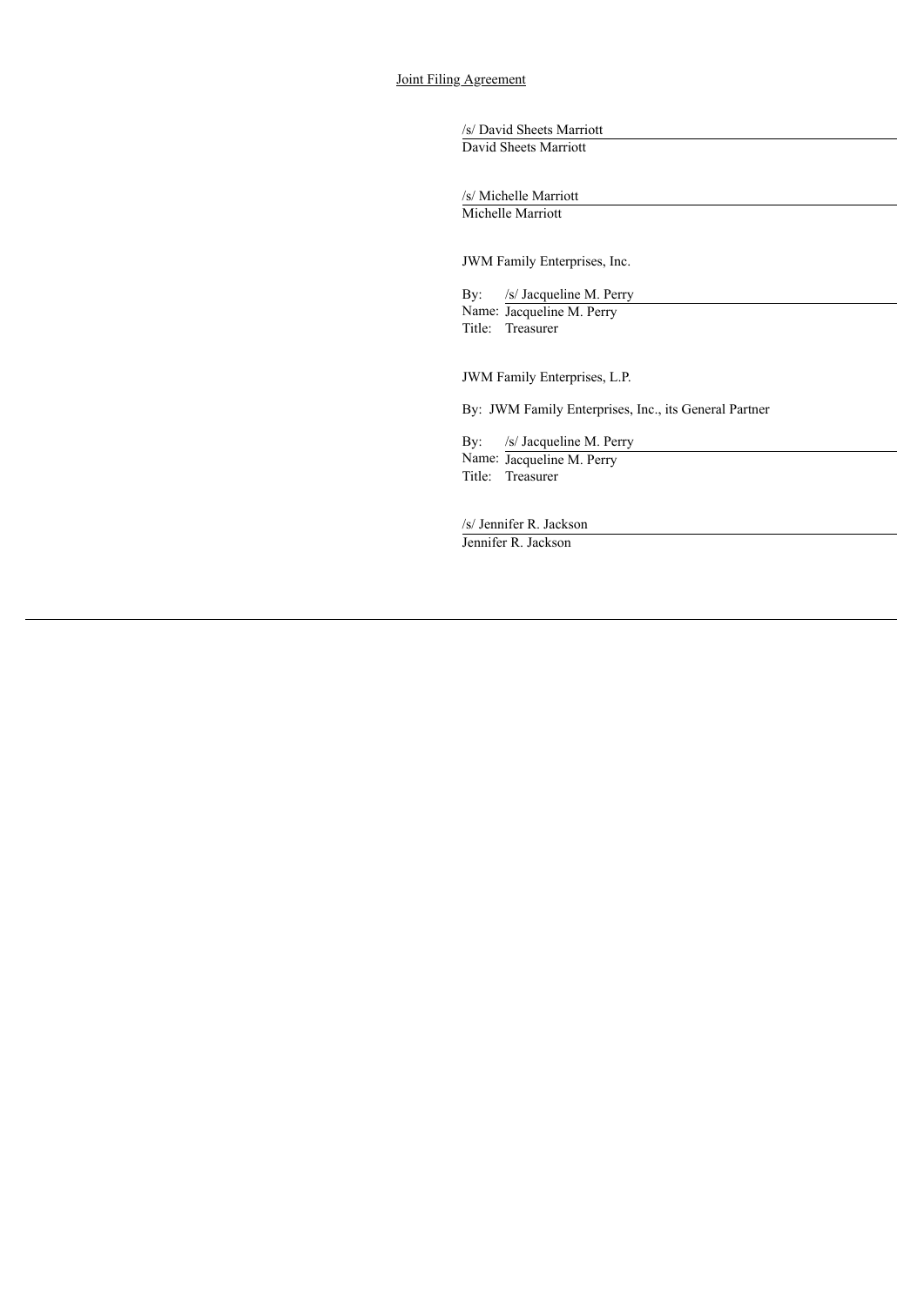Joint Filing Agreement

/s/ David Sheets Marriott
David Sheets Marriott

/s/ Michelle Marriott
Michelle Marriott

JWM Family Enterprises, Inc.

By: /s/ Jacqueline M. Perry
Name: Jacqueline M. Perry
Title: Treasurer

JWM Family Enterprises, L.P.

By: JWM Family Enterprises, Inc., its General Partner

By: /s/ Jacqueline M. Perry
Name: Jacqueline M. Perry
Title: Treasurer

/s/ Jennifer R. Jackson
Jennifer R. Jackson